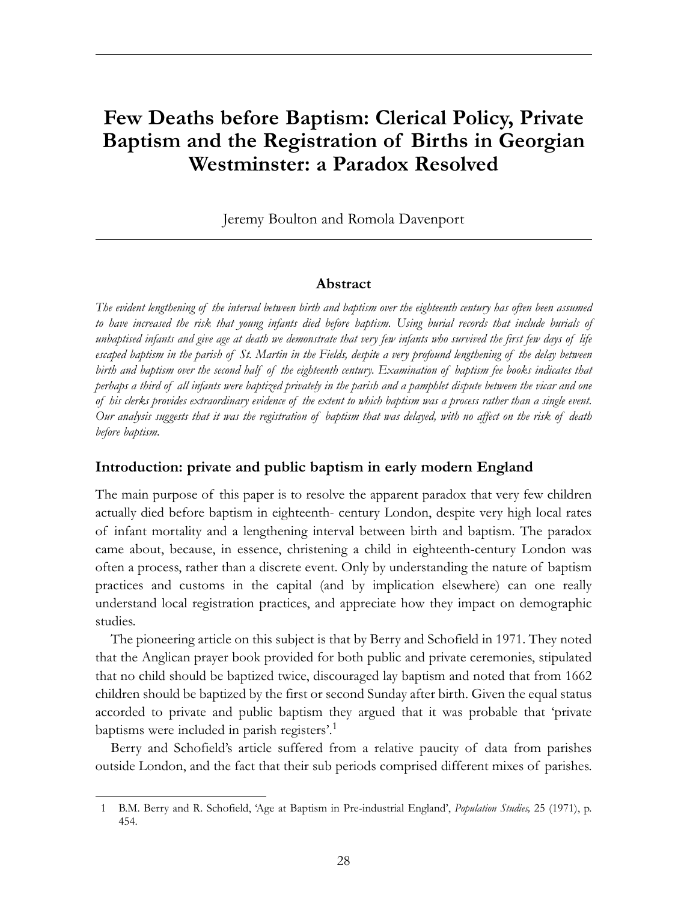# Few Deaths before Baptism: Clerical Policy, Private Baptism and the Registration of Births in Georgian Westminster: a Paradox Resolved

Jeremy Boulton and Romola Davenport

### Abstract

*The evident lengthening of the interval between birth and baptism over the eighteenth century has often been assumed to have increased the risk that young infants died before baptism. Using burial records that include burials of unbaptised infants and give age at death we demonstrate that very few infants who survived the first few days of life escaped baptism in the parish of St. Martin in the Fields, despite a very profound lengthening of the delay between birth and baptism over the second half of the eighteenth century. Examination of baptism fee books indicates that perhaps a third of all infants were baptized privately in the parish and a pamphlet dispute between the vicar and one of his clerks provides extraordinary evidence of the extent to which baptism was a process rather than a single event. Our analysis suggests that it was the registration of baptism that was delayed, with no affect on the risk of death before baptism.*

## Introduction: private and public baptism in early modern England

The main purpose of this paper is to resolve the apparent paradox that very few children actually died before baptism in eighteenth- century London, despite very high local rates of infant mortality and a lengthening interval between birth and baptism. The paradox came about, because, in essence, christening a child in eighteenth-century London was often a process, rather than a discrete event. Only by understanding the nature of baptism practices and customs in the capital (and by implication elsewhere) can one really understand local registration practices, and appreciate how they impact on demographic studies.

The pioneering article on this subject is that by Berry and Schofield in 1971. They noted that the Anglican prayer book provided for both public and private ceremonies, stipulated that no child should be baptized twice, discouraged lay baptism and noted that from 1662 children should be baptized by the first or second Sunday after birth. Given the equal status accorded to private and public baptism they argued that it was probable that 'private baptisms were included in parish registers'.[1]

Berry and Schofield's article suffered from a relative paucity of data from parishes outside London, and the fact that their sub periods comprised different mixes of parishes.

1 B.M. Berry and R. Schofield, 'Age at Baptism in Pre-industrial England', *Population Studies,* 25 (1971), p. 454.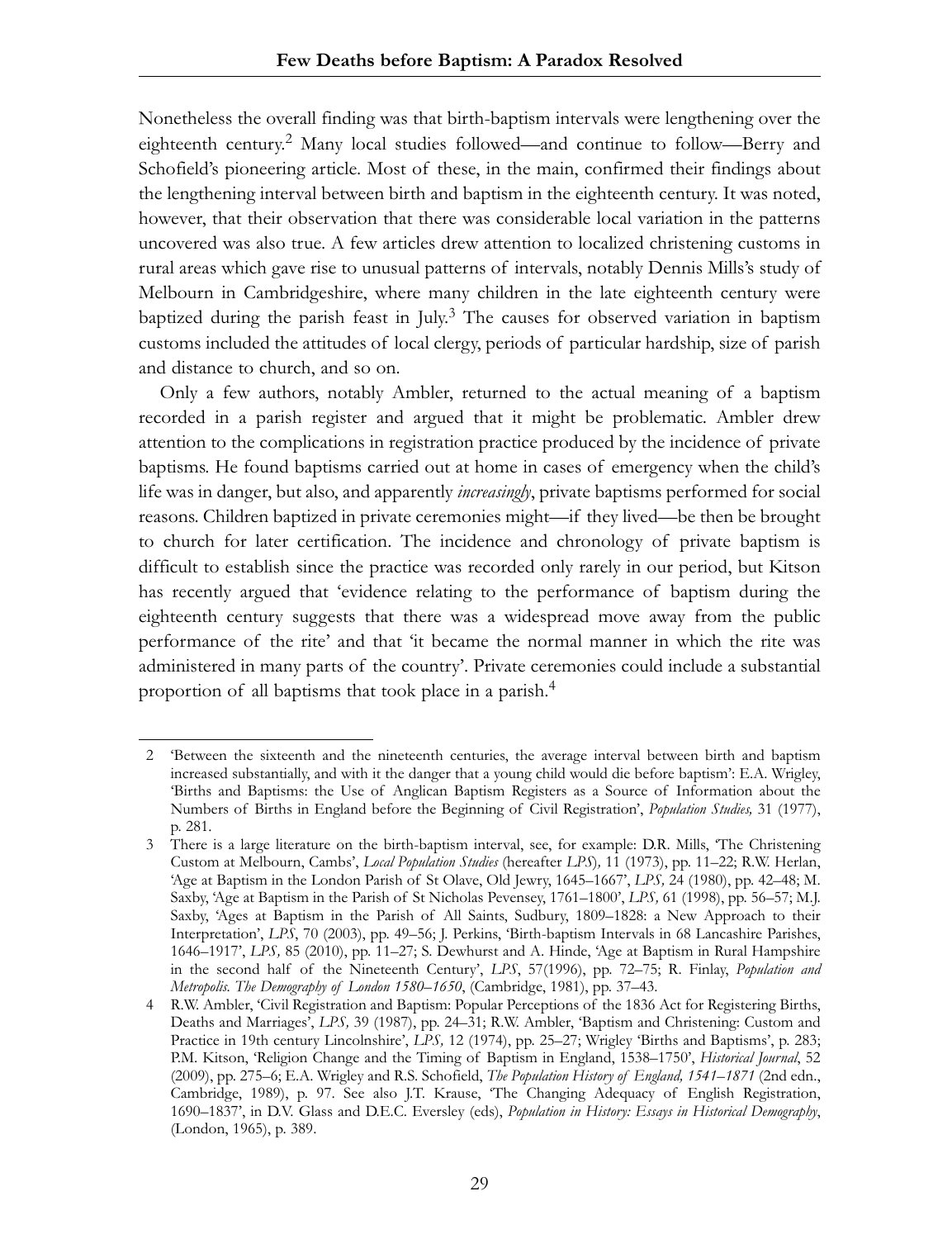Nonetheless the overall finding was that birth-baptism intervals were lengthening over the eighteenth century.[2] Many local studies followed—and continue to follow—Berry and Schofield's pioneering article. Most of these, in the main, confirmed their findings about the lengthening interval between birth and baptism in the eighteenth century. It was noted, however, that their observation that there was considerable local variation in the patterns uncovered was also true. A few articles drew attention to localized christening customs in rural areas which gave rise to unusual patterns of intervals, notably Dennis Mills's study of Melbourn in Cambridgeshire, where many children in the late eighteenth century were baptized during the parish feast in July.[3] The causes for observed variation in baptism customs included the attitudes of local clergy, periods of particular hardship, size of parish and distance to church, and so on.

Only a few authors, notably Ambler, returned to the actual meaning of a baptism recorded in a parish register and argued that it might be problematic. Ambler drew attention to the complications in registration practice produced by the incidence of private baptisms. He found baptisms carried out at home in cases of emergency when the child's life was in danger, but also, and apparently *increasingly*, private baptisms performed for social reasons. Children baptized in private ceremonies might—if they lived—be then be brought to church for later certification. The incidence and chronology of private baptism is difficult to establish since the practice was recorded only rarely in our period, but Kitson has recently argued that 'evidence relating to the performance of baptism during the eighteenth century suggests that there was a widespread move away from the public performance of the rite' and that 'it became the normal manner in which the rite was administered in many parts of the country'. Private ceremonies could include a substantial proportion of all baptisms that took place in a parish.[4]

---

2 'Between the sixteenth and the nineteenth centuries, the average interval between birth and baptism increased substantially, and with it the danger that a young child would die before baptism': E.A. Wrigley, 'Births and Baptisms: the Use of Anglican Baptism Registers as a Source of Information about the Numbers of Births in England before the Beginning of Civil Registration', *Population Studies,* 31 (1977), p. 281.

3 There is a large literature on the birth-baptism interval, see, for example: D.R. Mills, 'The Christening Custom at Melbourn, Cambs', *Local Population Studies* (hereafter *LPS*)*,* 11 (1973), pp. 11–22; R.W. Herlan, 'Age at Baptism in the London Parish of St Olave, Old Jewry, 1645–1667', *LPS,* 24 (1980), pp. 42–48; M. Saxby, 'Age at Baptism in the Parish of St Nicholas Pevensey, 1761–1800', *LPS,* 61 (1998), pp. 56–57; M.J. Saxby, 'Ages at Baptism in the Parish of All Saints, Sudbury, 1809–1828: a New Approach to their Interpretation', *LPS*, 70 (2003), pp. 49–56; J. Perkins, 'Birth-baptism Intervals in 68 Lancashire Parishes, 1646–1917', *LPS,* 85 (2010), pp. 11–27; S. Dewhurst and A. Hinde, 'Age at Baptism in Rural Hampshire in the second half of the Nineteenth Century', *LPS*, 57(1996), pp. 72–75; R. Finlay, *Population and Metropolis. The Demography of London 1580–1650*, (Cambridge, 1981), pp. 37–43.

4 R.W. Ambler, 'Civil Registration and Baptism: Popular Perceptions of the 1836 Act for Registering Births, Deaths and Marriages', *LPS,* 39 (1987), pp. 24–31; R.W. Ambler, 'Baptism and Christening: Custom and Practice in 19th century Lincolnshire', *LPS,* 12 (1974), pp. 25–27; Wrigley 'Births and Baptisms', p. 283; P.M. Kitson, 'Religion Change and the Timing of Baptism in England, 1538–1750', *Historical Journal*, 52 (2009), pp. 275–6; E.A. Wrigley and R.S. Schofield, *The Population History of England, 1541–1871* (2nd edn., Cambridge, 1989), p. 97. See also J.T. Krause, 'The Changing Adequacy of English Registration, 1690–1837', in D.V. Glass and D.E.C. Eversley (eds), *Population in History: Essays in Historical Demography*, (London, 1965), p. 389.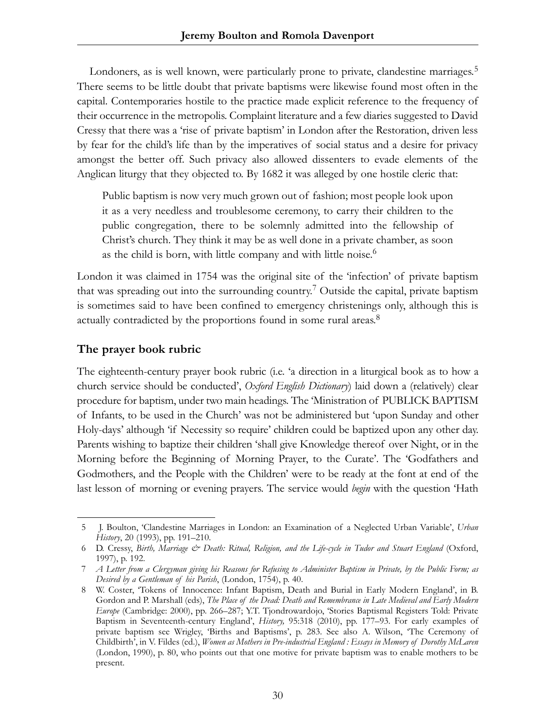Londoners, as is well known, were particularly prone to private, clandestine marriages.[5] There seems to be little doubt that private baptisms were likewise found most often in the capital. Contemporaries hostile to the practice made explicit reference to the frequency of their occurrence in the metropolis. Complaint literature and a few diaries suggested to David Cressy that there was a 'rise of private baptism' in London after the Restoration, driven less by fear for the child's life than by the imperatives of social status and a desire for privacy amongst the better off. Such privacy also allowed dissenters to evade elements of the Anglican liturgy that they objected to. By 1682 it was alleged by one hostile cleric that:

> Public baptism is now very much grown out of fashion; most people look upon it as a very needless and troublesome ceremony, to carry their children to the public congregation, there to be solemnly admitted into the fellowship of Christ's church. They think it may be as well done in a private chamber, as soon as the child is born, with little company and with little noise.[6]

London it was claimed in 1754 was the original site of the 'infection' of private baptism that was spreading out into the surrounding country.[7] Outside the capital, private baptism is sometimes said to have been confined to emergency christenings only, although this is actually contradicted by the proportions found in some rural areas.[8]

## The prayer book rubric

The eighteenth-century prayer book rubric (i.e. 'a direction in a liturgical book as to how a church service should be conducted', *Oxford English Dictionary*) laid down a (relatively) clear procedure for baptism, under two main headings. The 'Ministration of PUBLICK BAPTISM of Infants, to be used in the Church' was not be administered but 'upon Sunday and other Holy-days' although 'if Necessity so require' children could be baptized upon any other day. Parents wishing to baptize their children 'shall give Knowledge thereof over Night, or in the Morning before the Beginning of Morning Prayer, to the Curate'. The 'Godfathers and Godmothers, and the People with the Children' were to be ready at the font at end of the last lesson of morning or evening prayers. The service would *begin* with the question 'Hath

---

5 J. Boulton, 'Clandestine Marriages in London: an Examination of a Neglected Urban Variable', *Urban History*, 20 (1993), pp. 191–210.

6 D. Cressy, *Birth, Marriage & Death: Ritual, Religion, and the Life-cycle in Tudor and Stuart England* (Oxford, 1997), p. 192.

7 *A Letter from a Clergyman giving his Reasons for Refusing to Administer Baptism in Private, by the Public Form; as Desired by a Gentleman of his Parish*, (London, 1754), p. 40.

8 W. Coster, 'Tokens of Innocence: Infant Baptism, Death and Burial in Early Modern England', in B. Gordon and P. Marshall (eds), *The Place of the Dead: Death and Remembrance in Late Medieval and Early Modern Europe* (Cambridge: 2000), pp. 266–287; Y.T. Tjondrowardojo, 'Stories Baptismal Registers Told: Private Baptism in Seventeenth-century England', *History,* 95:318 (2010), pp. 177–93. For early examples of private baptism see Wrigley, 'Births and Baptisms', p. 283. See also A. Wilson, 'The Ceremony of Childbirth', in V. Fildes (ed.), *Women as Mothers in Pre-industrial England : Essays in Memory of Dorothy McLaren* (London, 1990), p. 80, who points out that one motive for private baptism was to enable mothers to be present.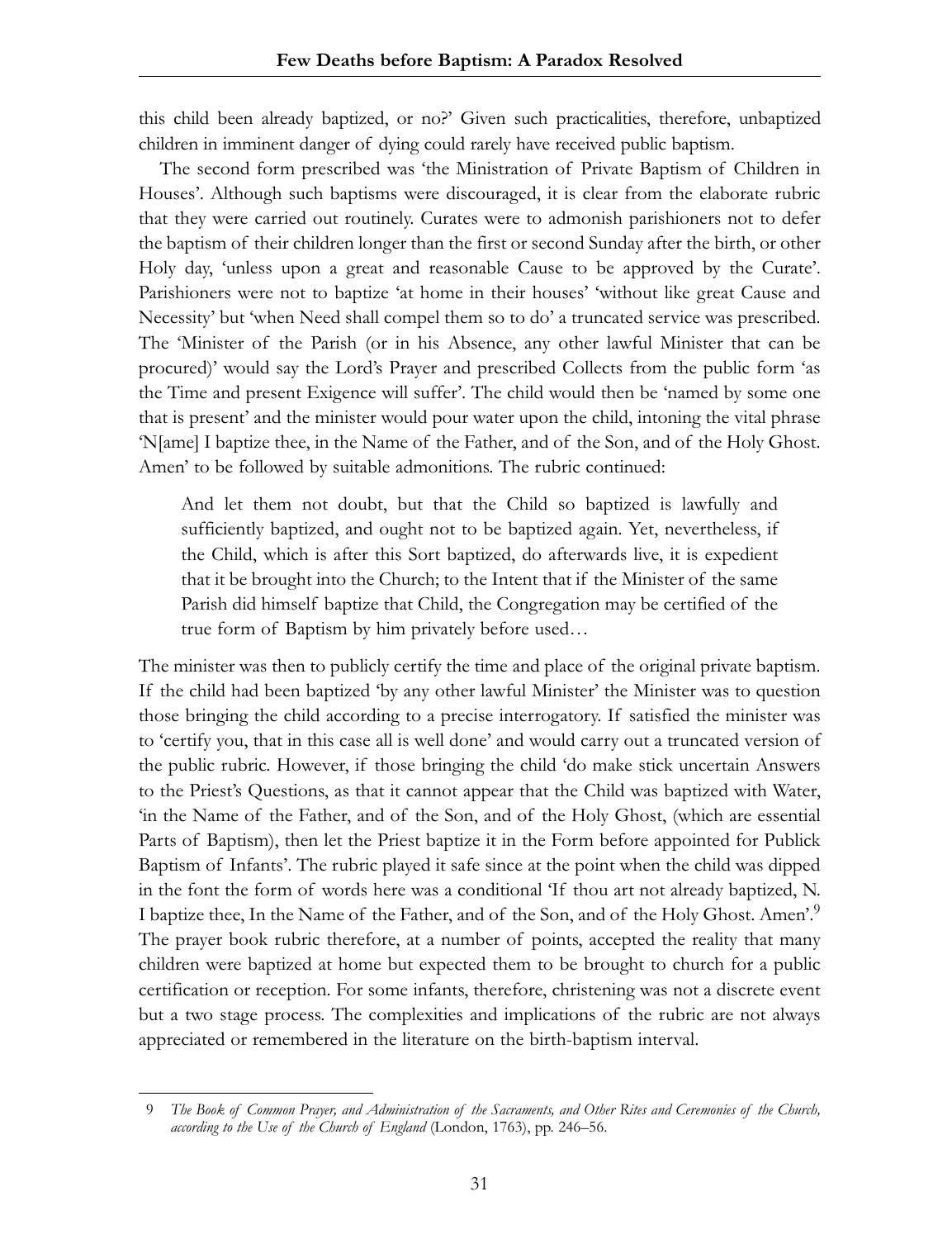this child been already baptized, or no?' Given such practicalities, therefore, unbaptized children in imminent danger of dying could rarely have received public baptism.

The second form prescribed was 'the Ministration of Private Baptism of Children in Houses'. Although such baptisms were discouraged, it is clear from the elaborate rubric that they were carried out routinely. Curates were to admonish parishioners not to defer the baptism of their children longer than the first or second Sunday after the birth, or other Holy day, 'unless upon a great and reasonable Cause to be approved by the Curate'. Parishioners were not to baptize 'at home in their houses' 'without like great Cause and Necessity' but 'when Need shall compel them so to do' a truncated service was prescribed. The 'Minister of the Parish (or in his Absence, any other lawful Minister that can be procured)' would say the Lord's Prayer and prescribed Collects from the public form 'as the Time and present Exigence will suffer'. The child would then be 'named by some one that is present' and the minister would pour water upon the child, intoning the vital phrase 'N[ame] I baptize thee, in the Name of the Father, and of the Son, and of the Holy Ghost. Amen' to be followed by suitable admonitions. The rubric continued:

> And let them not doubt, but that the Child so baptized is lawfully and sufficiently baptized, and ought not to be baptized again. Yet, nevertheless, if the Child, which is after this Sort baptized, do afterwards live, it is expedient that it be brought into the Church; to the Intent that if the Minister of the same Parish did himself baptize that Child, the Congregation may be certified of the true form of Baptism by him privately before used…

The minister was then to publicly certify the time and place of the original private baptism. If the child had been baptized 'by any other lawful Minister' the Minister was to question those bringing the child according to a precise interrogatory. If satisfied the minister was to 'certify you, that in this case all is well done' and would carry out a truncated version of the public rubric. However, if those bringing the child 'do make stick uncertain Answers to the Priest's Questions, as that it cannot appear that the Child was baptized with Water, 'in the Name of the Father, and of the Son, and of the Holy Ghost, (which are essential Parts of Baptism), then let the Priest baptize it in the Form before appointed for Publick Baptism of Infants'. The rubric played it safe since at the point when the child was dipped in the font the form of words here was a conditional 'If thou art not already baptized, N. I baptize thee, In the Name of the Father, and of the Son, and of the Holy Ghost. Amen'.[9] The prayer book rubric therefore, at a number of points, accepted the reality that many children were baptized at home but expected them to be brought to church for a public certification or reception. For some infants, therefore, christening was not a discrete event but a two stage process. The complexities and implications of the rubric are not always appreciated or remembered in the literature on the birth-baptism interval.

---

9 *The Book of Common Prayer, and Administration of the Sacraments, and Other Rites and Ceremonies of the Church, according to the Use of the Church of England* (London, 1763), pp. 246–56.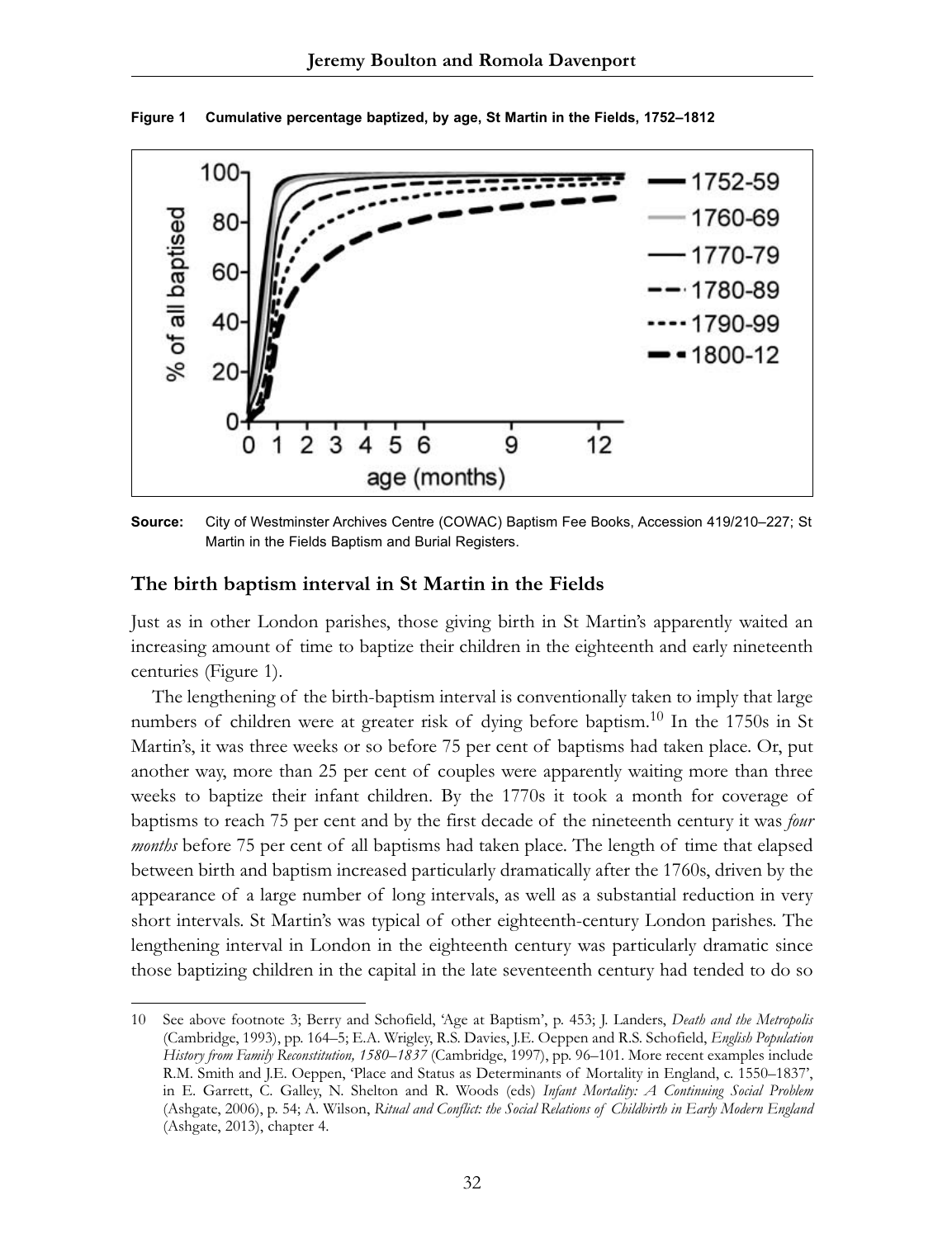**Figure 1 Cumulative percentage baptized, by age, St Martin in the Fields, 1752–1812**

**Source:** City of Westminster Archives Centre (COWAC) Baptism Fee Books, Accession 419/210–227; St Martin in the Fields Baptism and Burial Registers.

## The birth baptism interval in St Martin in the Fields

Just as in other London parishes, those giving birth in St Martin's apparently waited an increasing amount of time to baptize their children in the eighteenth and early nineteenth centuries (Figure 1).

The lengthening of the birth-baptism interval is conventionally taken to imply that large numbers of children were at greater risk of dying before baptism.[10] In the 1750s in St Martin's, it was three weeks or so before 75 per cent of baptisms had taken place. Or, put another way, more than 25 per cent of couples were apparently waiting more than three weeks to baptize their infant children. By the 1770s it took a month for coverage of baptisms to reach 75 per cent and by the first decade of the nineteenth century it was *four months* before 75 per cent of all baptisms had taken place. The length of time that elapsed between birth and baptism increased particularly dramatically after the 1760s, driven by the appearance of a large number of long intervals, as well as a substantial reduction in very short intervals. St Martin's was typical of other eighteenth-century London parishes. The lengthening interval in London in the eighteenth century was particularly dramatic since those baptizing children in the capital in the late seventeenth century had tended to do so

---

10 See above footnote 3; Berry and Schofield, 'Age at Baptism', p. 453; J. Landers, *Death and the Metropolis* (Cambridge, 1993), pp. 164–5; E.A. Wrigley, R.S. Davies, J.E. Oeppen and R.S. Schofield, *English Population History from Family Reconstitution, 1580–1837* (Cambridge, 1997), pp. 96–101. More recent examples include R.M. Smith and J.E. Oeppen, 'Place and Status as Determinants of Mortality in England, c. 1550–1837', in E. Garrett, C. Galley, N. Shelton and R. Woods (eds) *Infant Mortality: A Continuing Social Problem* (Ashgate, 2006), p. 54; A. Wilson, *Ritual and Conflict: the Social Relations of Childbirth in Early Modern England* (Ashgate, 2013), chapter 4.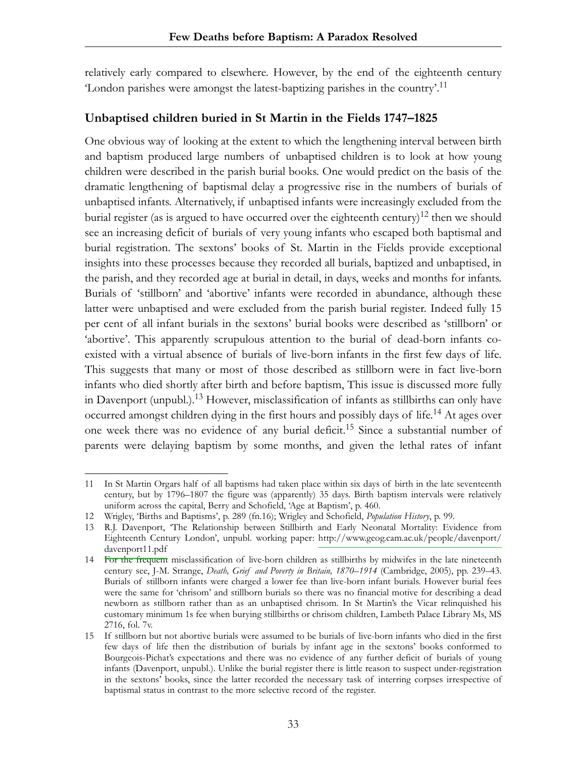relatively early compared to elsewhere. However, by the end of the eighteenth century 'London parishes were amongst the latest-baptizing parishes in the country'.[11]

## Unbaptised children buried in St Martin in the Fields 1747–1825

One obvious way of looking at the extent to which the lengthening interval between birth and baptism produced large numbers of unbaptised children is to look at how young children were described in the parish burial books. One would predict on the basis of the dramatic lengthening of baptismal delay a progressive rise in the numbers of burials of unbaptised infants. Alternatively, if unbaptised infants were increasingly excluded from the burial register (as is argued to have occurred over the eighteenth century)[12] then we should see an increasing deficit of burials of very young infants who escaped both baptismal and burial registration. The sextons' books of St. Martin in the Fields provide exceptional insights into these processes because they recorded all burials, baptized and unbaptised, in the parish, and they recorded age at burial in detail, in days, weeks and months for infants. Burials of 'stillborn' and 'abortive' infants were recorded in abundance, although these latter were unbaptised and were excluded from the parish burial register. Indeed fully 15 per cent of all infant burials in the sextons' burial books were described as 'stillborn' or 'abortive'. This apparently scrupulous attention to the burial of dead-born infants co-existed with a virtual absence of burials of live-born infants in the first few days of life. This suggests that many or most of those described as stillborn were in fact live-born infants who died shortly after birth and before baptism, This issue is discussed more fully in Davenport (unpubl.).[13] However, misclassification of infants as stillbirths can only have occurred amongst children dying in the first hours and possibly days of life.[14] At ages over one week there was no evidence of any burial deficit.[15] Since a substantial number of parents were delaying baptism by some months, and given the lethal rates of infant

---

11 In St Martin Orgars half of all baptisms had taken place within six days of birth in the late seventeenth century, but by 1796–1807 the figure was (apparently) 35 days. Birth baptism intervals were relatively uniform across the capital, Berry and Schofield, 'Age at Baptism', p. 460.

12 Wrigley, 'Births and Baptisms', p. 289 (fn.16); Wrigley and Schofield, *Population History*, p. 99.

13 R.J. Davenport, 'The Relationship between Stillbirth and Early Neonatal Mortality: Evidence from Eighteenth Century London', unpubl. working paper: http://www.geog.cam.ac.uk/people/davenport/davenport11.pdf

14 For the frequent misclassification of live-born children as stillbirths by midwifes in the late nineteenth century see, J-M. Strange, *Death, Grief and Poverty in Britain, 1870–1914* (Cambridge, 2005), pp. 239–43. Burials of stillborn infants were charged a lower fee than live-born infant burials. However burial fees were the same for 'chrisom' and stillborn burials so there was no financial motive for describing a dead newborn as stillborn rather than as an unbaptised chrisom. In St Martin's the Vicar relinquished his customary minimum 1s fee when burying stillbirths or chrisom children, Lambeth Palace Library Ms, MS 2716, fol. 7v.

15 If stillborn but not abortive burials were assumed to be burials of live-born infants who died in the first few days of life then the distribution of burials by infant age in the sextons' books conformed to Bourgeois-Pichat's expectations and there was no evidence of any further deficit of burials of young infants (Davenport, unpubl.). Unlike the burial register there is little reason to suspect under-registration in the sextons' books, since the latter recorded the necessary task of interring corpses irrespective of baptismal status in contrast to the more selective record of the register.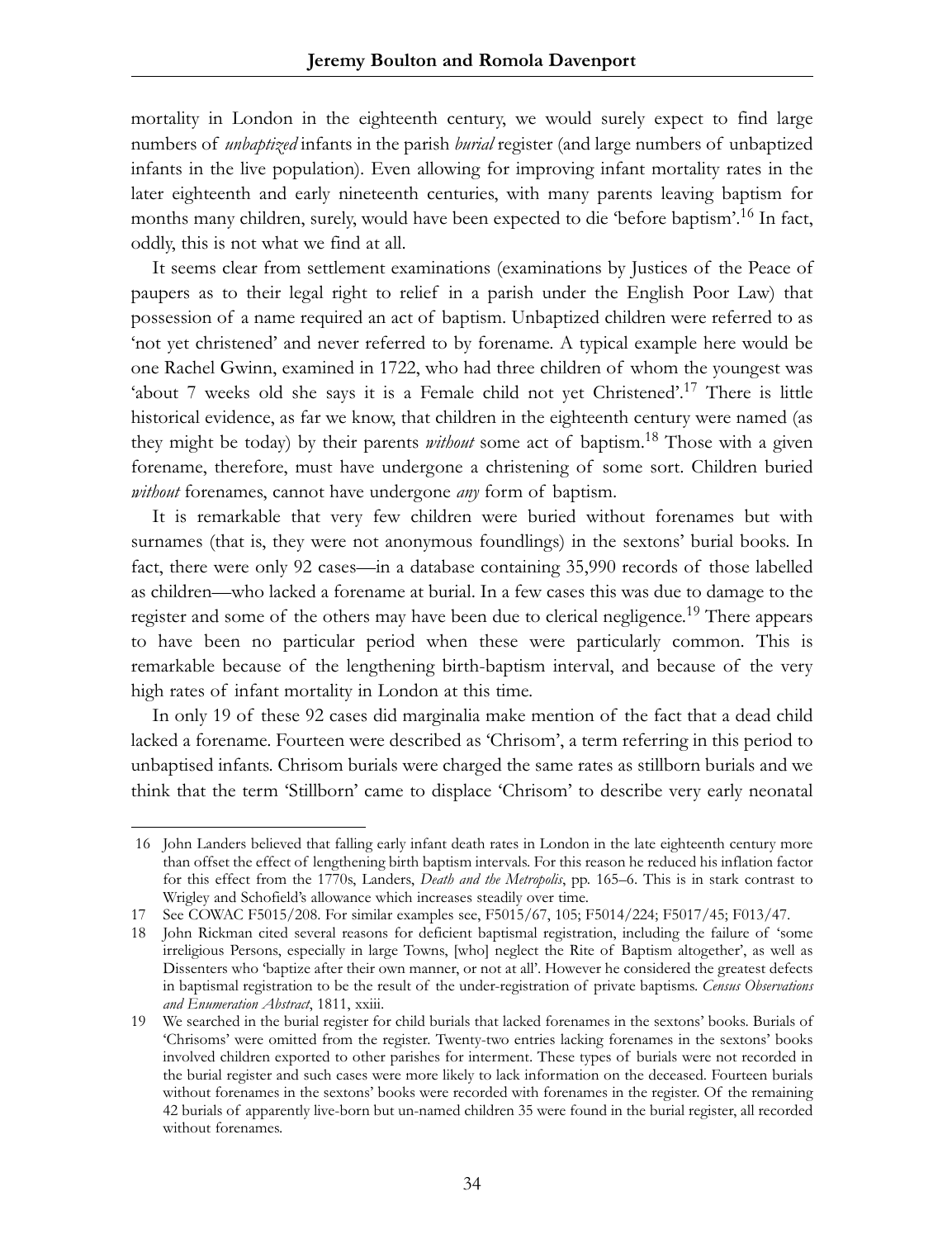mortality in London in the eighteenth century, we would surely expect to find large numbers of *unbaptized* infants in the parish *burial* register (and large numbers of unbaptized infants in the live population). Even allowing for improving infant mortality rates in the later eighteenth and early nineteenth centuries, with many parents leaving baptism for months many children, surely, would have been expected to die 'before baptism'.[16] In fact, oddly, this is not what we find at all.

It seems clear from settlement examinations (examinations by Justices of the Peace of paupers as to their legal right to relief in a parish under the English Poor Law) that possession of a name required an act of baptism. Unbaptized children were referred to as 'not yet christened' and never referred to by forename. A typical example here would be one Rachel Gwinn, examined in 1722, who had three children of whom the youngest was 'about 7 weeks old she says it is a Female child not yet Christened'.[17] There is little historical evidence, as far we know, that children in the eighteenth century were named (as they might be today) by their parents *without* some act of baptism.[18] Those with a given forename, therefore, must have undergone a christening of some sort. Children buried *without* forenames, cannot have undergone *any* form of baptism.

It is remarkable that very few children were buried without forenames but with surnames (that is, they were not anonymous foundlings) in the sextons' burial books. In fact, there were only 92 cases—in a database containing 35,990 records of those labelled as children—who lacked a forename at burial. In a few cases this was due to damage to the register and some of the others may have been due to clerical negligence.[19] There appears to have been no particular period when these were particularly common. This is remarkable because of the lengthening birth-baptism interval, and because of the very high rates of infant mortality in London at this time.

In only 19 of these 92 cases did marginalia make mention of the fact that a dead child lacked a forename. Fourteen were described as 'Chrisom', a term referring in this period to unbaptised infants. Chrisom burials were charged the same rates as stillborn burials and we think that the term 'Stillborn' came to displace 'Chrisom' to describe very early neonatal

---

16 John Landers believed that falling early infant death rates in London in the late eighteenth century more than offset the effect of lengthening birth baptism intervals. For this reason he reduced his inflation factor for this effect from the 1770s, Landers, *Death and the Metropolis*, pp. 165–6. This is in stark contrast to Wrigley and Schofield's allowance which increases steadily over time.

17 See COWAC F5015/208. For similar examples see, F5015/67, 105; F5014/224; F5017/45; F013/47.

18 John Rickman cited several reasons for deficient baptismal registration, including the failure of 'some irreligious Persons, especially in large Towns, [who] neglect the Rite of Baptism altogether', as well as Dissenters who 'baptize after their own manner, or not at all'. However he considered the greatest defects in baptismal registration to be the result of the under-registration of private baptisms. *Census Observations and Enumeration Abstract*, 1811, xxiii.

19 We searched in the burial register for child burials that lacked forenames in the sextons' books. Burials of 'Chrisoms' were omitted from the register. Twenty-two entries lacking forenames in the sextons' books involved children exported to other parishes for interment. These types of burials were not recorded in the burial register and such cases were more likely to lack information on the deceased. Fourteen burials without forenames in the sextons' books were recorded with forenames in the register. Of the remaining 42 burials of apparently live-born but un-named children 35 were found in the burial register, all recorded without forenames.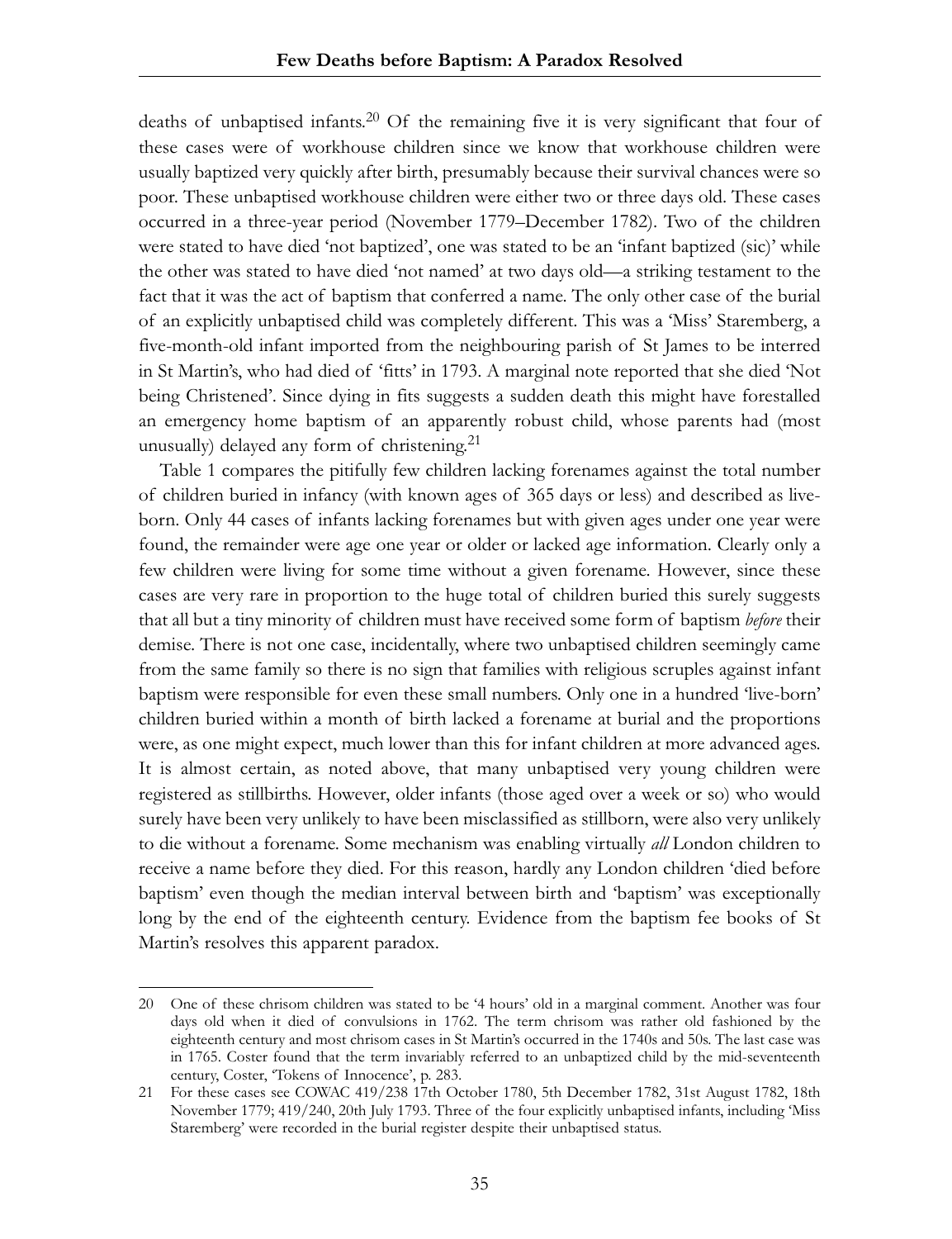deaths of unbaptised infants.[20] Of the remaining five it is very significant that four of these cases were of workhouse children since we know that workhouse children were usually baptized very quickly after birth, presumably because their survival chances were so poor. These unbaptised workhouse children were either two or three days old. These cases occurred in a three-year period (November 1779–December 1782). Two of the children were stated to have died 'not baptized', one was stated to be an 'infant baptized (sic)' while the other was stated to have died 'not named' at two days old—a striking testament to the fact that it was the act of baptism that conferred a name. The only other case of the burial of an explicitly unbaptised child was completely different. This was a 'Miss' Staremberg, a five-month-old infant imported from the neighbouring parish of St James to be interred in St Martin's, who had died of 'fitts' in 1793. A marginal note reported that she died 'Not being Christened'. Since dying in fits suggests a sudden death this might have forestalled an emergency home baptism of an apparently robust child, whose parents had (most unusually) delayed any form of christening.[21]

Table 1 compares the pitifully few children lacking forenames against the total number of children buried in infancy (with known ages of 365 days or less) and described as live-born. Only 44 cases of infants lacking forenames but with given ages under one year were found, the remainder were age one year or older or lacked age information. Clearly only a few children were living for some time without a given forename. However, since these cases are very rare in proportion to the huge total of children buried this surely suggests that all but a tiny minority of children must have received some form of baptism *before* their demise. There is not one case, incidentally, where two unbaptised children seemingly came from the same family so there is no sign that families with religious scruples against infant baptism were responsible for even these small numbers. Only one in a hundred 'live-born' children buried within a month of birth lacked a forename at burial and the proportions were, as one might expect, much lower than this for infant children at more advanced ages. It is almost certain, as noted above, that many unbaptised very young children were registered as stillbirths. However, older infants (those aged over a week or so) who would surely have been very unlikely to have been misclassified as stillborn, were also very unlikely to die without a forename. Some mechanism was enabling virtually *all* London children to receive a name before they died. For this reason, hardly any London children 'died before baptism' even though the median interval between birth and 'baptism' was exceptionally long by the end of the eighteenth century. Evidence from the baptism fee books of St Martin's resolves this apparent paradox.

---

20 One of these chrisom children was stated to be '4 hours' old in a marginal comment. Another was four days old when it died of convulsions in 1762. The term chrisom was rather old fashioned by the eighteenth century and most chrisom cases in St Martin's occurred in the 1740s and 50s. The last case was in 1765. Coster found that the term invariably referred to an unbaptized child by the mid-seventeenth century, Coster, 'Tokens of Innocence', p. 283.

21 For these cases see COWAC 419/238 17th October 1780, 5th December 1782, 31st August 1782, 18th November 1779; 419/240, 20th July 1793. Three of the four explicitly unbaptised infants, including 'Miss Staremberg' were recorded in the burial register despite their unbaptised status.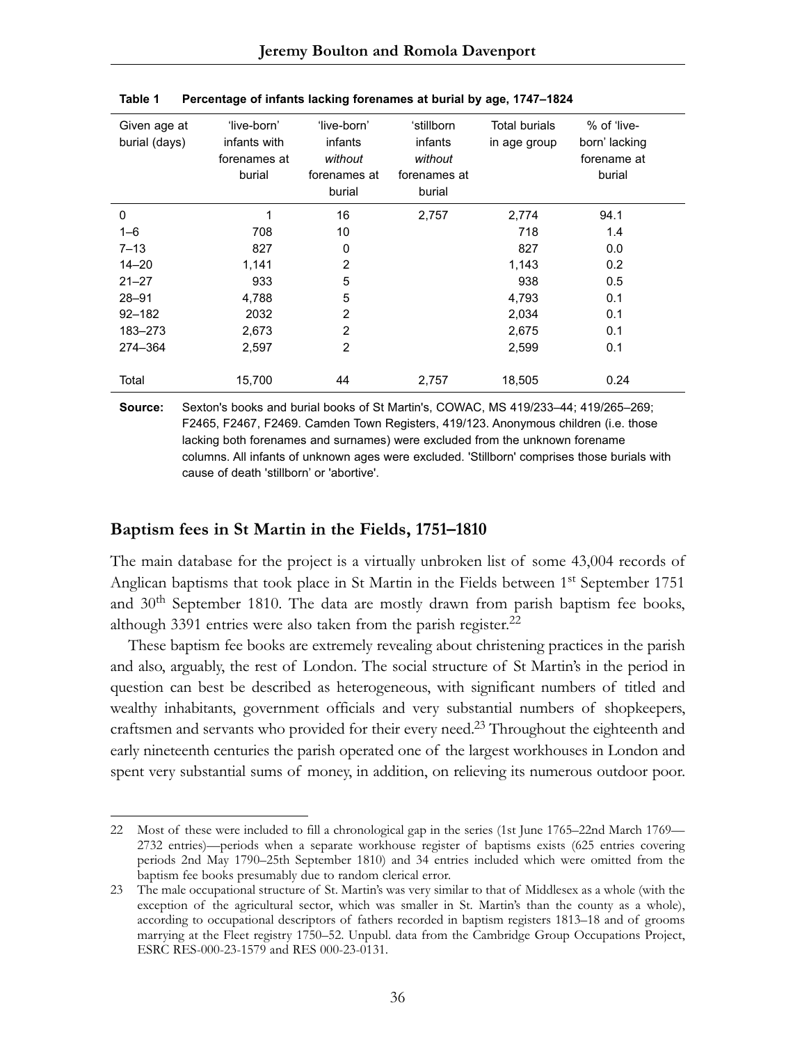**Table 1 Percentage of infants lacking forenames at burial by age, 1747–1824**

| Given age at burial (days) | 'live-born' infants with forenames at burial | 'live-born' infants *without* forenames at burial | 'stillborn infants *without* forenames at burial | Total burials in age group | % of 'live-born' lacking forename at burial |
|---|---|---|---|---|---|
| 0 | 1 | 16 | 2,757 | 2,774 | 94.1 |
| 1–6 | 708 | 10 | | 718 | 1.4 |
| 7–13 | 827 | 0 | | 827 | 0.0 |
| 14–20 | 1,141 | 2 | | 1,143 | 0.2 |
| 21–27 | 933 | 5 | | 938 | 0.5 |
| 28–91 | 4,788 | 5 | | 4,793 | 0.1 |
| 92–182 | 2032 | 2 | | 2,034 | 0.1 |
| 183–273 | 2,673 | 2 | | 2,675 | 0.1 |
| 274–364 | 2,597 | 2 | | 2,599 | 0.1 |
| Total | 15,700 | 44 | 2,757 | 18,505 | 0.24 |

**Source:** Sexton's books and burial books of St Martin's, COWAC, MS 419/233–44; 419/265–269; F2465, F2467, F2469. Camden Town Registers, 419/123. Anonymous children (i.e. those lacking both forenames and surnames) were excluded from the unknown forename columns. All infants of unknown ages were excluded. 'Stillborn' comprises those burials with cause of death 'stillborn' or 'abortive'.

## Baptism fees in St Martin in the Fields, 1751–1810

The main database for the project is a virtually unbroken list of some 43,004 records of Anglican baptisms that took place in St Martin in the Fields between 1st September 1751 and 30th September 1810. The data are mostly drawn from parish baptism fee books, although 3391 entries were also taken from the parish register.[22]

These baptism fee books are extremely revealing about christening practices in the parish and also, arguably, the rest of London. The social structure of St Martin's in the period in question can best be described as heterogeneous, with significant numbers of titled and wealthy inhabitants, government officials and very substantial numbers of shopkeepers, craftsmen and servants who provided for their every need.[23] Throughout the eighteenth and early nineteenth centuries the parish operated one of the largest workhouses in London and spent very substantial sums of money, in addition, on relieving its numerous outdoor poor.

22 Most of these were included to fill a chronological gap in the series (1st June 1765–22nd March 1769—2732 entries)—periods when a separate workhouse register of baptisms exists (625 entries covering periods 2nd May 1790–25th September 1810) and 34 entries included which were omitted from the baptism fee books presumably due to random clerical error.

23 The male occupational structure of St. Martin's was very similar to that of Middlesex as a whole (with the exception of the agricultural sector, which was smaller in St. Martin's than the county as a whole), according to occupational descriptors of fathers recorded in baptism registers 1813–18 and of grooms marrying at the Fleet registry 1750–52. Unpubl. data from the Cambridge Group Occupations Project, ESRC RES-000-23-1579 and RES 000-23-0131.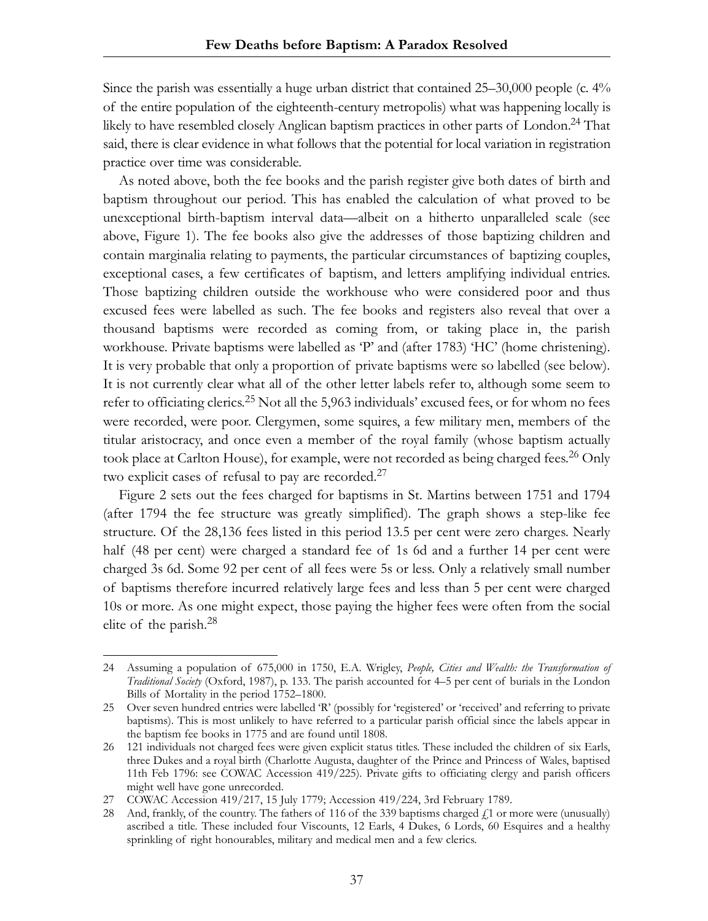Since the parish was essentially a huge urban district that contained 25–30,000 people (c. 4% of the entire population of the eighteenth-century metropolis) what was happening locally is likely to have resembled closely Anglican baptism practices in other parts of London.[24] That said, there is clear evidence in what follows that the potential for local variation in registration practice over time was considerable.

As noted above, both the fee books and the parish register give both dates of birth and baptism throughout our period. This has enabled the calculation of what proved to be unexceptional birth-baptism interval data—albeit on a hitherto unparalleled scale (see above, Figure 1). The fee books also give the addresses of those baptizing children and contain marginalia relating to payments, the particular circumstances of baptizing couples, exceptional cases, a few certificates of baptism, and letters amplifying individual entries. Those baptizing children outside the workhouse who were considered poor and thus excused fees were labelled as such. The fee books and registers also reveal that over a thousand baptisms were recorded as coming from, or taking place in, the parish workhouse. Private baptisms were labelled as 'P' and (after 1783) 'HC' (home christening). It is very probable that only a proportion of private baptisms were so labelled (see below). It is not currently clear what all of the other letter labels refer to, although some seem to refer to officiating clerics.[25] Not all the 5,963 individuals' excused fees, or for whom no fees were recorded, were poor. Clergymen, some squires, a few military men, members of the titular aristocracy, and once even a member of the royal family (whose baptism actually took place at Carlton House), for example, were not recorded as being charged fees.[26] Only two explicit cases of refusal to pay are recorded.[27]

Figure 2 sets out the fees charged for baptisms in St. Martins between 1751 and 1794 (after 1794 the fee structure was greatly simplified). The graph shows a step-like fee structure. Of the 28,136 fees listed in this period 13.5 per cent were zero charges. Nearly half (48 per cent) were charged a standard fee of 1s 6d and a further 14 per cent were charged 3s 6d. Some 92 per cent of all fees were 5s or less. Only a relatively small number of baptisms therefore incurred relatively large fees and less than 5 per cent were charged 10s or more. As one might expect, those paying the higher fees were often from the social elite of the parish.[28]

---

24 Assuming a population of 675,000 in 1750, E.A. Wrigley, *People, Cities and Wealth: the Transformation of Traditional Society* (Oxford, 1987), p. 133. The parish accounted for 4–5 per cent of burials in the London Bills of Mortality in the period 1752–1800.

25 Over seven hundred entries were labelled 'R' (possibly for 'registered' or 'received' and referring to private baptisms). This is most unlikely to have referred to a particular parish official since the labels appear in the baptism fee books in 1775 and are found until 1808.

26 121 individuals not charged fees were given explicit status titles. These included the children of six Earls, three Dukes and a royal birth (Charlotte Augusta, daughter of the Prince and Princess of Wales, baptised 11th Feb 1796: see COWAC Accession 419/225). Private gifts to officiating clergy and parish officers might well have gone unrecorded.

27 COWAC Accession 419/217, 15 July 1779; Accession 419/224, 3rd February 1789.

28 And, frankly, of the country. The fathers of 116 of the 339 baptisms charged £1 or more were (unusually) ascribed a title. These included four Viscounts, 12 Earls, 4 Dukes, 6 Lords, 60 Esquires and a healthy sprinkling of right honourables, military and medical men and a few clerics.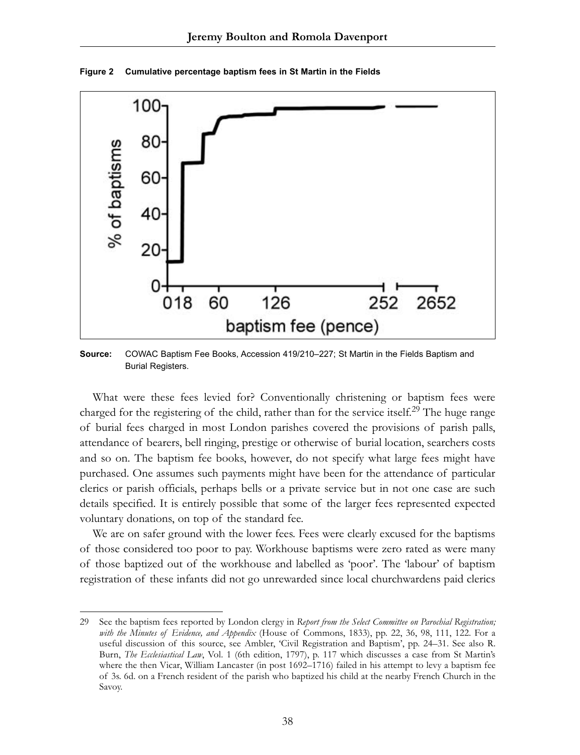**Figure 2 Cumulative percentage baptism fees in St Martin in the Fields**

**Source:** COWAC Baptism Fee Books, Accession 419/210–227; St Martin in the Fields Baptism and Burial Registers.

What were these fees levied for? Conventionally christening or baptism fees were charged for the registering of the child, rather than for the service itself.[29] The huge range of burial fees charged in most London parishes covered the provisions of parish palls, attendance of bearers, bell ringing, prestige or otherwise of burial location, searchers costs and so on. The baptism fee books, however, do not specify what large fees might have purchased. One assumes such payments might have been for the attendance of particular clerics or parish officials, perhaps bells or a private service but in not one case are such details specified. It is entirely possible that some of the larger fees represented expected voluntary donations, on top of the standard fee.

We are on safer ground with the lower fees. Fees were clearly excused for the baptisms of those considered too poor to pay. Workhouse baptisms were zero rated as were many of those baptized out of the workhouse and labelled as 'poor'. The 'labour' of baptism registration of these infants did not go unrewarded since local churchwardens paid clerics

---

29 See the baptism fees reported by London clergy in *Report from the Select Committee on Parochial Registration; with the Minutes of Evidence, and Appendix* (House of Commons, 1833), pp. 22, 36, 98, 111, 122. For a useful discussion of this source, see Ambler, 'Civil Registration and Baptism', pp. 24–31. See also R. Burn, *The Ecclesiastical Law*, Vol. 1 (6th edition, 1797), p. 117 which discusses a case from St Martin's where the then Vicar, William Lancaster (in post 1692–1716) failed in his attempt to levy a baptism fee of 3s. 6d. on a French resident of the parish who baptized his child at the nearby French Church in the Savoy.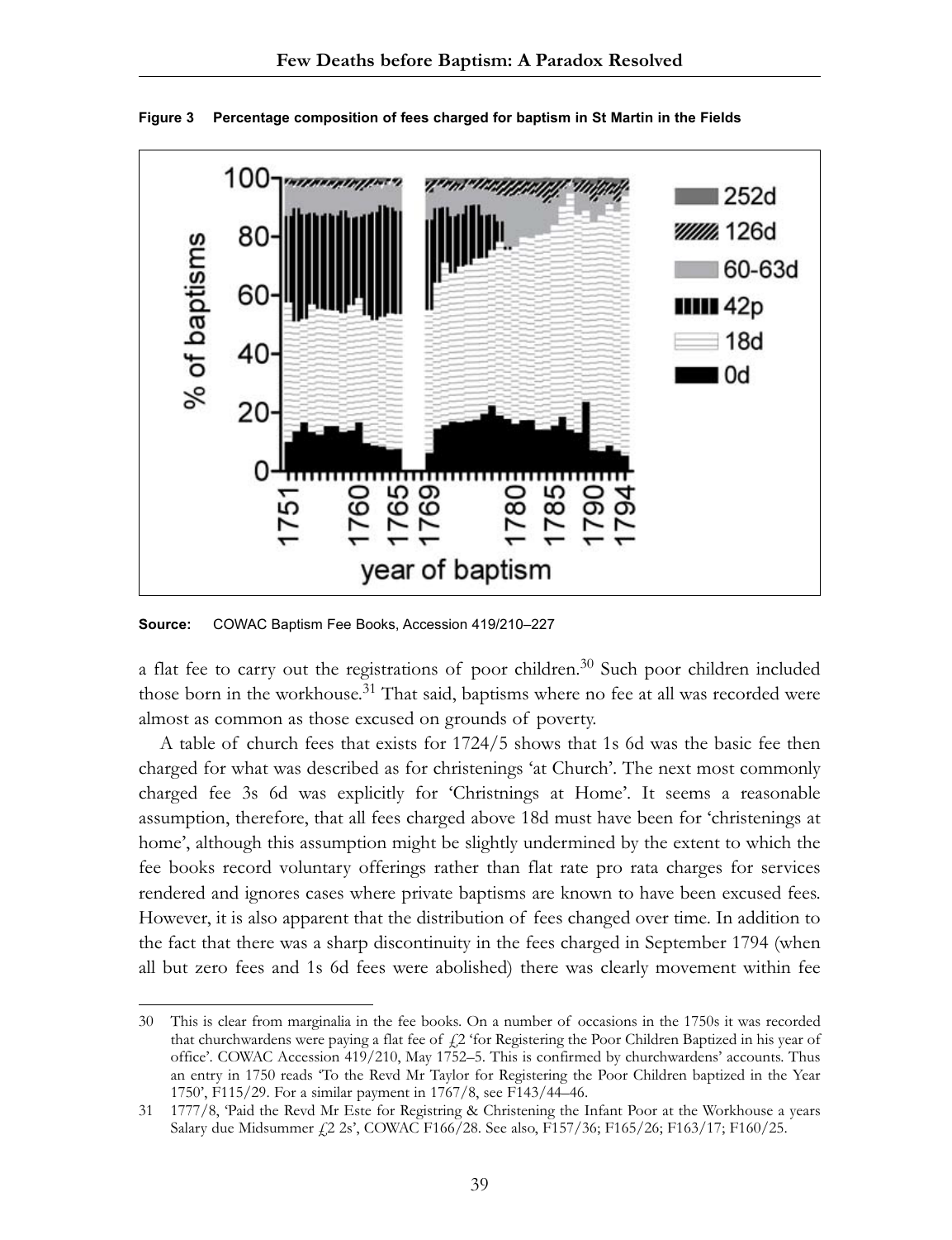**Figure 3 Percentage composition of fees charged for baptism in St Martin in the Fields**

**Source:** COWAC Baptism Fee Books, Accession 419/210–227

a flat fee to carry out the registrations of poor children.[30] Such poor children included those born in the workhouse.[31] That said, baptisms where no fee at all was recorded were almost as common as those excused on grounds of poverty.

A table of church fees that exists for 1724/5 shows that 1s 6d was the basic fee then charged for what was described as for christenings 'at Church'. The next most commonly charged fee 3s 6d was explicitly for 'Christnings at Home'. It seems a reasonable assumption, therefore, that all fees charged above 18d must have been for 'christenings at home', although this assumption might be slightly undermined by the extent to which the fee books record voluntary offerings rather than flat rate pro rata charges for services rendered and ignores cases where private baptisms are known to have been excused fees. However, it is also apparent that the distribution of fees changed over time. In addition to the fact that there was a sharp discontinuity in the fees charged in September 1794 (when all but zero fees and 1s 6d fees were abolished) there was clearly movement within fee

---

30 This is clear from marginalia in the fee books. On a number of occasions in the 1750s it was recorded that churchwardens were paying a flat fee of £2 'for Registering the Poor Children Baptized in his year of office'. COWAC Accession 419/210, May 1752–5. This is confirmed by churchwardens' accounts. Thus an entry in 1750 reads 'To the Revd Mr Taylor for Registering the Poor Children baptized in the Year 1750', F115/29. For a similar payment in 1767/8, see F143/44–46.

31 1777/8, 'Paid the Revd Mr Este for Registring & Christening the Infant Poor at the Workhouse a years Salary due Midsummer £2 2s', COWAC F166/28. See also, F157/36; F165/26; F163/17; F160/25.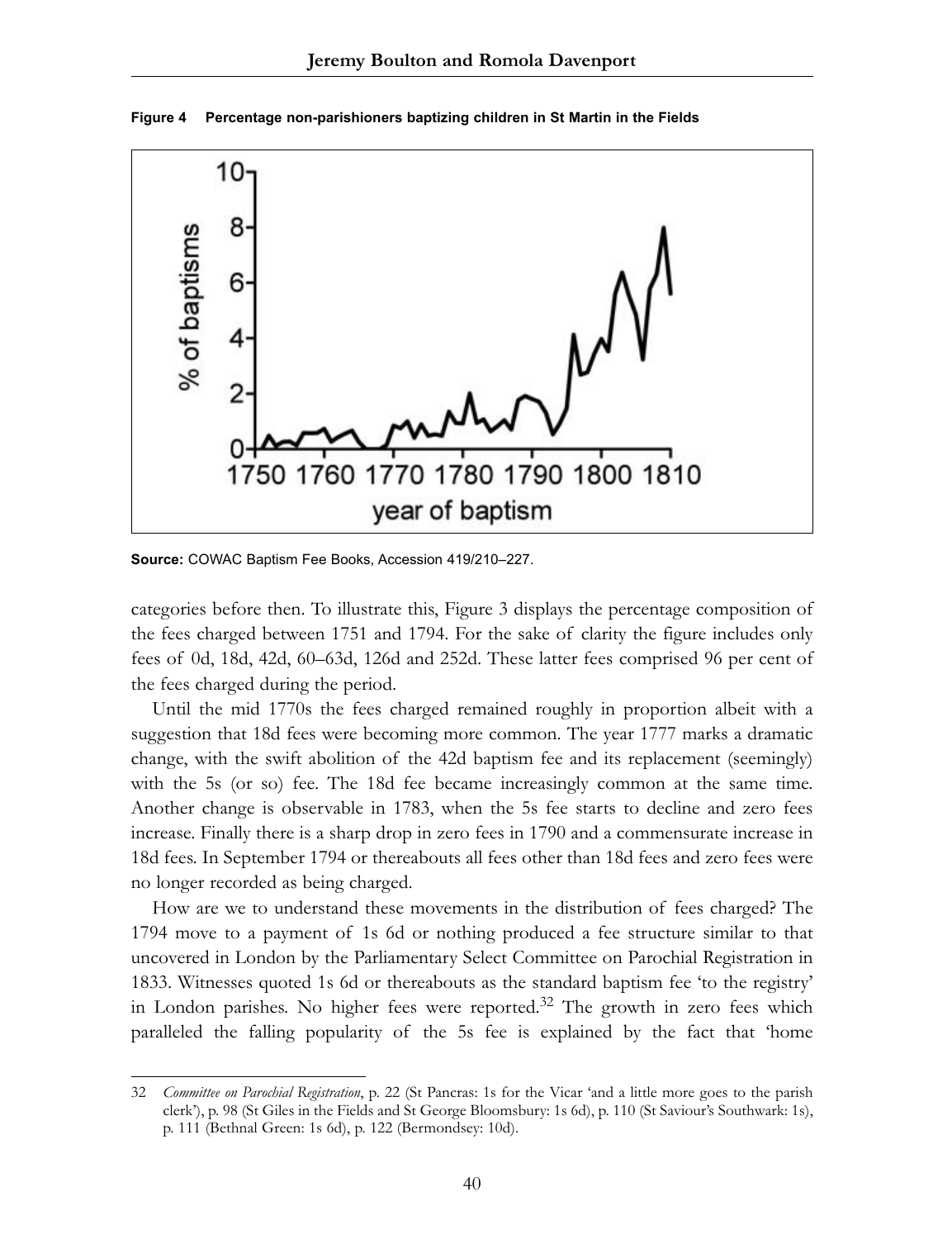**Figure 4 Percentage non-parishioners baptizing children in St Martin in the Fields**

**Source:** COWAC Baptism Fee Books, Accession 419/210–227.

categories before then. To illustrate this, Figure 3 displays the percentage composition of the fees charged between 1751 and 1794. For the sake of clarity the figure includes only fees of 0d, 18d, 42d, 60–63d, 126d and 252d. These latter fees comprised 96 per cent of the fees charged during the period.

Until the mid 1770s the fees charged remained roughly in proportion albeit with a suggestion that 18d fees were becoming more common. The year 1777 marks a dramatic change, with the swift abolition of the 42d baptism fee and its replacement (seemingly) with the 5s (or so) fee. The 18d fee became increasingly common at the same time. Another change is observable in 1783, when the 5s fee starts to decline and zero fees increase. Finally there is a sharp drop in zero fees in 1790 and a commensurate increase in 18d fees. In September 1794 or thereabouts all fees other than 18d fees and zero fees were no longer recorded as being charged.

How are we to understand these movements in the distribution of fees charged? The 1794 move to a payment of 1s 6d or nothing produced a fee structure similar to that uncovered in London by the Parliamentary Select Committee on Parochial Registration in 1833. Witnesses quoted 1s 6d or thereabouts as the standard baptism fee 'to the registry' in London parishes. No higher fees were reported.[32] The growth in zero fees which paralleled the falling popularity of the 5s fee is explained by the fact that 'home

---

32 *Committee on Parochial Registration*, p. 22 (St Pancras: 1s for the Vicar 'and a little more goes to the parish clerk'), p. 98 (St Giles in the Fields and St George Bloomsbury: 1s 6d), p. 110 (St Saviour's Southwark: 1s), p. 111 (Bethnal Green: 1s 6d), p. 122 (Bermondsey: 10d).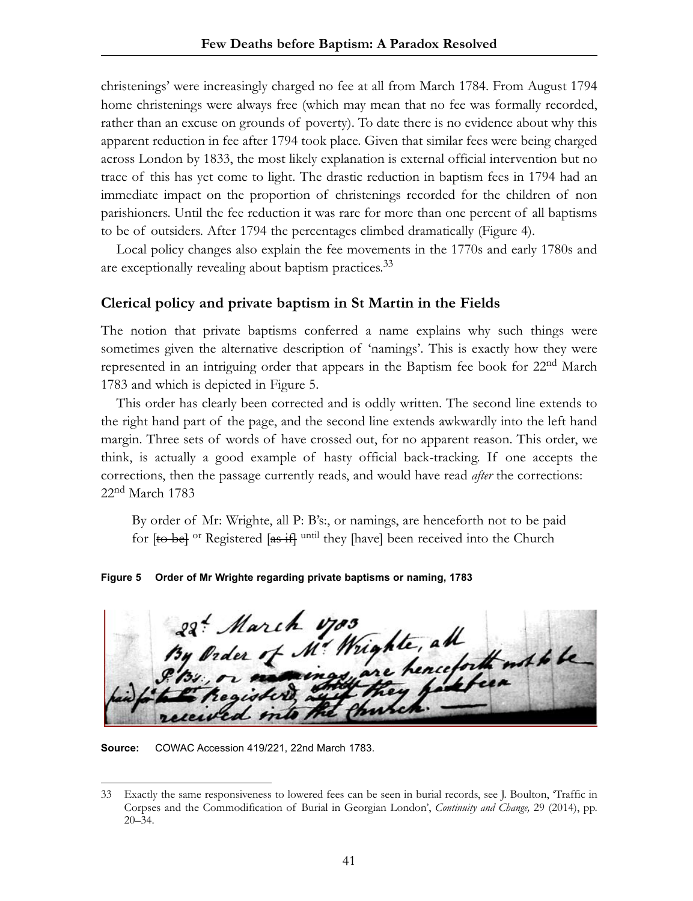christenings' were increasingly charged no fee at all from March 1784. From August 1794 home christenings were always free (which may mean that no fee was formally recorded, rather than an excuse on grounds of poverty). To date there is no evidence about why this apparent reduction in fee after 1794 took place. Given that similar fees were being charged across London by 1833, the most likely explanation is external official intervention but no trace of this has yet come to light. The drastic reduction in baptism fees in 1794 had an immediate impact on the proportion of christenings recorded for the children of non parishioners. Until the fee reduction it was rare for more than one percent of all baptisms to be of outsiders. After 1794 the percentages climbed dramatically (Figure 4).

Local policy changes also explain the fee movements in the 1770s and early 1780s and are exceptionally revealing about baptism practices.[33]

## Clerical policy and private baptism in St Martin in the Fields

The notion that private baptisms conferred a name explains why such things were sometimes given the alternative description of 'namings'. This is exactly how they were represented in an intriguing order that appears in the Baptism fee book for 22nd March 1783 and which is depicted in Figure 5.

This order has clearly been corrected and is oddly written. The second line extends to the right hand part of the page, and the second line extends awkwardly into the left hand margin. Three sets of words of have crossed out, for no apparent reason. This order, we think, is actually a good example of hasty official back-tracking. If one accepts the corrections, then the passage currently reads, and would have read *after* the corrections:

22nd March 1783

> By order of Mr: Wrighte, all P: B's:, or namings, are henceforth not to be paid for [~~to be~~] or Registered [~~as if~~] until they [have] been received into the Church

**Figure 5 Order of Mr Wrighte regarding private baptisms or naming, 1783**

**Source:** COWAC Accession 419/221, 22nd March 1783.

---

33 Exactly the same responsiveness to lowered fees can be seen in burial records, see J. Boulton, 'Traffic in Corpses and the Commodification of Burial in Georgian London', *Continuity and Change,* 29 (2014), pp. 20–34.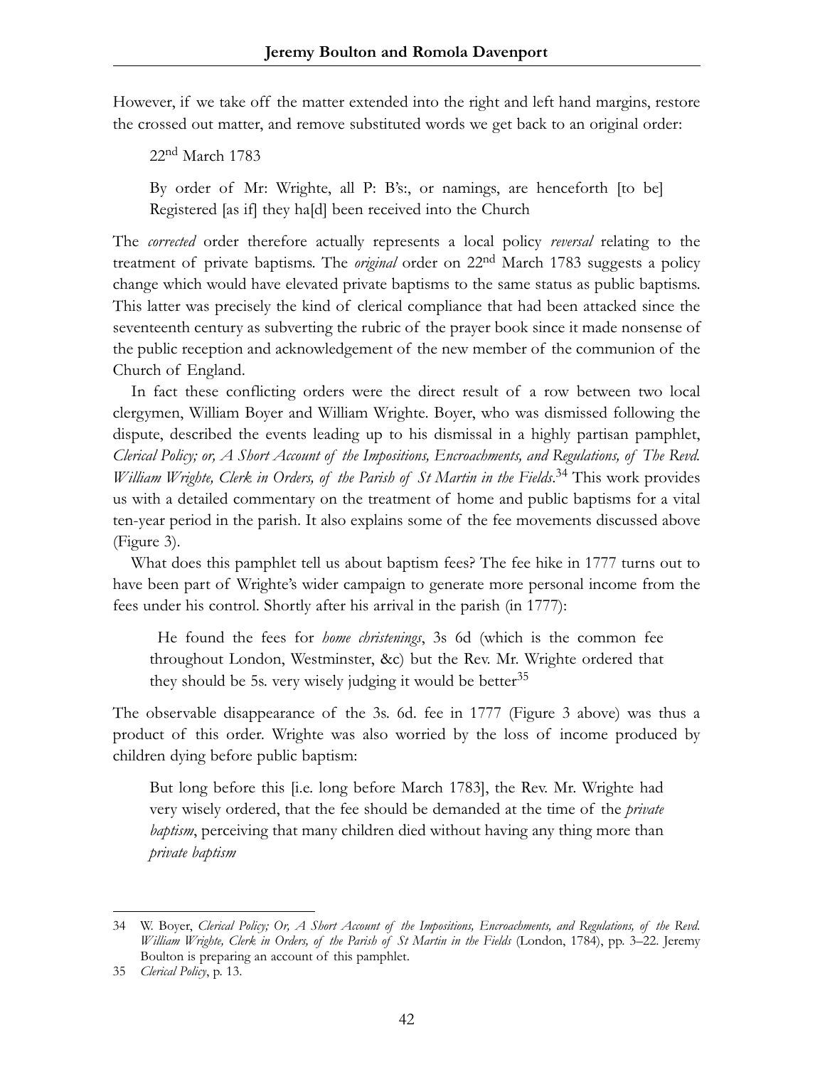However, if we take off the matter extended into the right and left hand margins, restore the crossed out matter, and remove substituted words we get back to an original order:

> 22nd March 1783
>
> By order of Mr: Wrighte, all P: B's:, or namings, are henceforth [to be] Registered [as if] they ha[d] been received into the Church

The *corrected* order therefore actually represents a local policy *reversal* relating to the treatment of private baptisms. The *original* order on 22nd March 1783 suggests a policy change which would have elevated private baptisms to the same status as public baptisms. This latter was precisely the kind of clerical compliance that had been attacked since the seventeenth century as subverting the rubric of the prayer book since it made nonsense of the public reception and acknowledgement of the new member of the communion of the Church of England.

In fact these conflicting orders were the direct result of a row between two local clergymen, William Boyer and William Wrighte. Boyer, who was dismissed following the dispute, described the events leading up to his dismissal in a highly partisan pamphlet, *Clerical Policy; or, A Short Account of the Impositions, Encroachments, and Regulations, of The Revd. William Wrighte, Clerk in Orders, of the Parish of St Martin in the Fields*.[34] This work provides us with a detailed commentary on the treatment of home and public baptisms for a vital ten-year period in the parish. It also explains some of the fee movements discussed above (Figure 3).

What does this pamphlet tell us about baptism fees? The fee hike in 1777 turns out to have been part of Wrighte's wider campaign to generate more personal income from the fees under his control. Shortly after his arrival in the parish (in 1777):

> He found the fees for *home christenings*, 3s 6d (which is the common fee throughout London, Westminster, &c) but the Rev. Mr. Wrighte ordered that they should be 5s. very wisely judging it would be better[35]

The observable disappearance of the 3s. 6d. fee in 1777 (Figure 3 above) was thus a product of this order. Wrighte was also worried by the loss of income produced by children dying before public baptism:

> But long before this [i.e. long before March 1783], the Rev. Mr. Wrighte had very wisely ordered, that the fee should be demanded at the time of the *private baptism*, perceiving that many children died without having any thing more than *private baptism*

---

34 W. Boyer, *Clerical Policy; Or, A Short Account of the Impositions, Encroachments, and Regulations, of the Revd. William Wrighte, Clerk in Orders, of the Parish of St Martin in the Fields* (London, 1784), pp. 3–22. Jeremy Boulton is preparing an account of this pamphlet.

35 *Clerical Policy*, p. 13.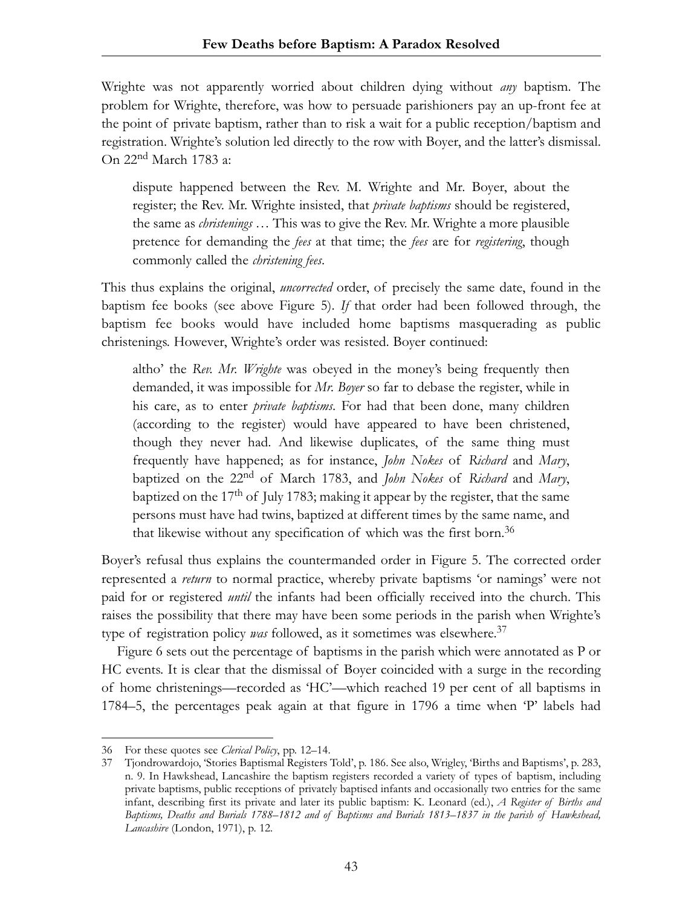Wrighte was not apparently worried about children dying without *any* baptism. The problem for Wrighte, therefore, was how to persuade parishioners pay an up-front fee at the point of private baptism, rather than to risk a wait for a public reception/baptism and registration. Wrighte's solution led directly to the row with Boyer, and the latter's dismissal. On 22nd March 1783 a:

> dispute happened between the Rev. M. Wrighte and Mr. Boyer, about the register; the Rev. Mr. Wrighte insisted, that *private baptisms* should be registered, the same as *christenings* … This was to give the Rev. Mr. Wrighte a more plausible pretence for demanding the *fees* at that time; the *fees* are for *registering*, though commonly called the *christening fees*.

This thus explains the original, *uncorrected* order, of precisely the same date, found in the baptism fee books (see above Figure 5). *If* that order had been followed through, the baptism fee books would have included home baptisms masquerading as public christenings. However, Wrighte's order was resisted. Boyer continued:

> altho' the *Rev. Mr. Wrighte* was obeyed in the money's being frequently then demanded, it was impossible for *Mr. Boyer* so far to debase the register, while in his care, as to enter *private baptisms*. For had that been done, many children (according to the register) would have appeared to have been christened, though they never had. And likewise duplicates, of the same thing must frequently have happened; as for instance, *John Nokes* of *Richard* and *Mary*, baptized on the 22nd of March 1783, and *John Nokes* of *Richard* and *Mary*, baptized on the 17th of July 1783; making it appear by the register, that the same persons must have had twins, baptized at different times by the same name, and that likewise without any specification of which was the first born.[36]

Boyer's refusal thus explains the countermanded order in Figure 5. The corrected order represented a *return* to normal practice, whereby private baptisms 'or namings' were not paid for or registered *until* the infants had been officially received into the church. This raises the possibility that there may have been some periods in the parish when Wrighte's type of registration policy *was* followed, as it sometimes was elsewhere.[37]

Figure 6 sets out the percentage of baptisms in the parish which were annotated as P or HC events. It is clear that the dismissal of Boyer coincided with a surge in the recording of home christenings—recorded as 'HC'—which reached 19 per cent of all baptisms in 1784–5, the percentages peak again at that figure in 1796 a time when 'P' labels had

---

36 For these quotes see *Clerical Policy*, pp. 12–14.

37 Tjondrowardojo, 'Stories Baptismal Registers Told', p. 186. See also, Wrigley, 'Births and Baptisms', p. 283, n. 9. In Hawkshead, Lancashire the baptism registers recorded a variety of types of baptism, including private baptisms, public receptions of privately baptised infants and occasionally two entries for the same infant, describing first its private and later its public baptism: K. Leonard (ed.), *A Register of Births and Baptisms, Deaths and Burials 1788–1812 and of Baptisms and Burials 1813–1837 in the parish of Hawkshead, Lancashire* (London, 1971), p. 12.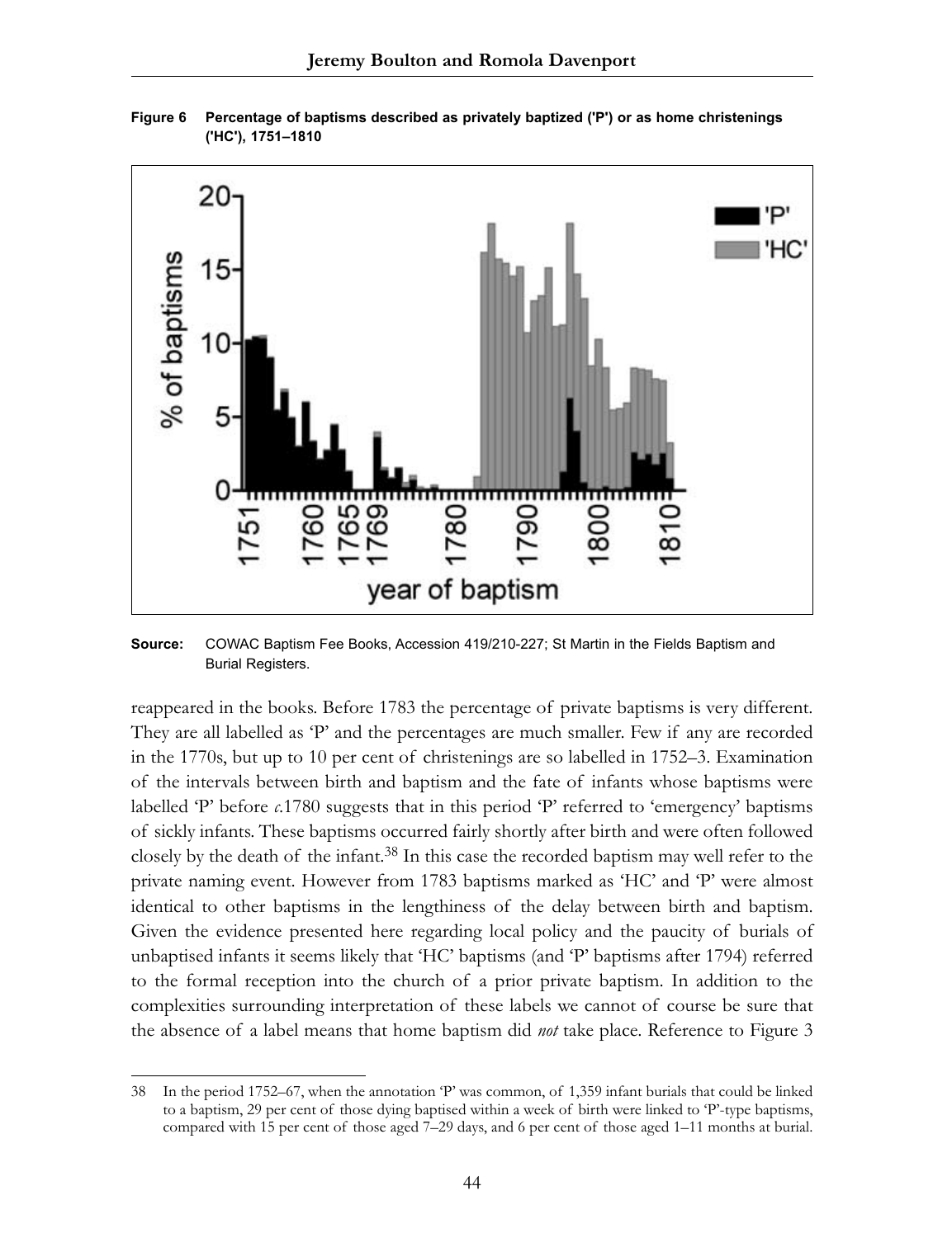**Figure 6 Percentage of baptisms described as privately baptized ('P') or as home christenings ('HC'), 1751–1810**

**Source:** COWAC Baptism Fee Books, Accession 419/210-227; St Martin in the Fields Baptism and Burial Registers.

reappeared in the books. Before 1783 the percentage of private baptisms is very different. They are all labelled as 'P' and the percentages are much smaller. Few if any are recorded in the 1770s, but up to 10 per cent of christenings are so labelled in 1752–3. Examination of the intervals between birth and baptism and the fate of infants whose baptisms were labelled 'P' before *c*.1780 suggests that in this period 'P' referred to 'emergency' baptisms of sickly infants. These baptisms occurred fairly shortly after birth and were often followed closely by the death of the infant.[38] In this case the recorded baptism may well refer to the private naming event. However from 1783 baptisms marked as 'HC' and 'P' were almost identical to other baptisms in the lengthiness of the delay between birth and baptism. Given the evidence presented here regarding local policy and the paucity of burials of unbaptised infants it seems likely that 'HC' baptisms (and 'P' baptisms after 1794) referred to the formal reception into the church of a prior private baptism. In addition to the complexities surrounding interpretation of these labels we cannot of course be sure that the absence of a label means that home baptism did *not* take place. Reference to Figure 3

38 In the period 1752–67, when the annotation 'P' was common, of 1,359 infant burials that could be linked to a baptism, 29 per cent of those dying baptised within a week of birth were linked to 'P'-type baptisms, compared with 15 per cent of those aged 7–29 days, and 6 per cent of those aged 1–11 months at burial.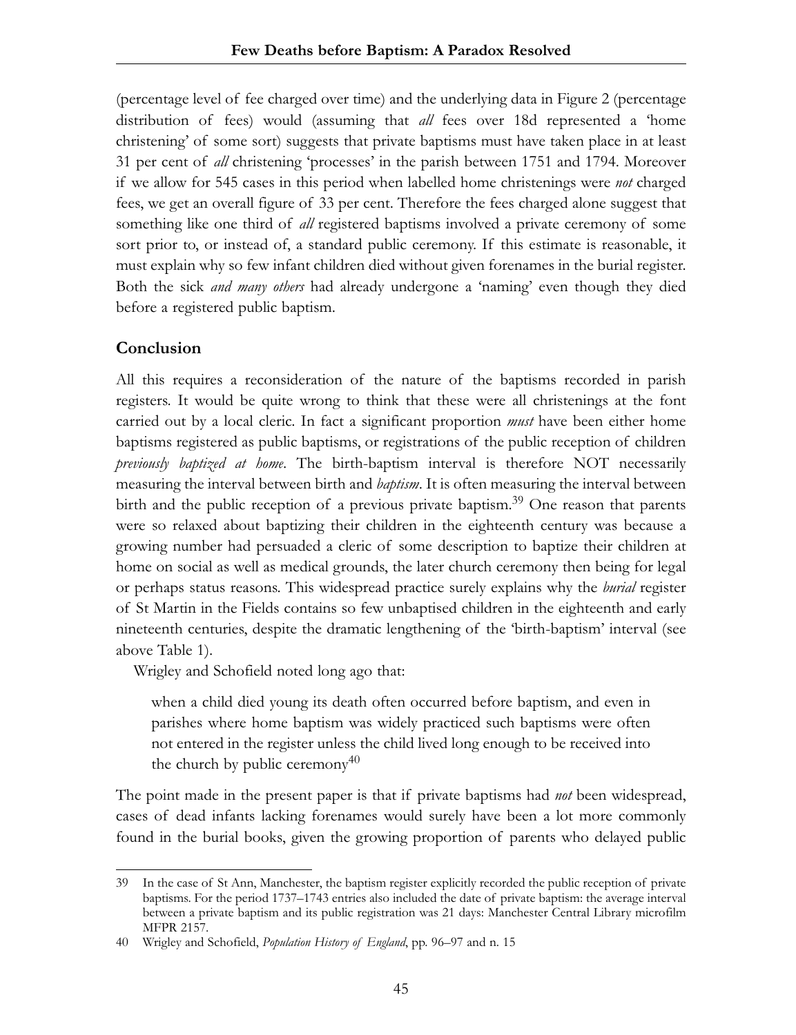(percentage level of fee charged over time) and the underlying data in Figure 2 (percentage distribution of fees) would (assuming that *all* fees over 18d represented a 'home christening' of some sort) suggests that private baptisms must have taken place in at least 31 per cent of *all* christening 'processes' in the parish between 1751 and 1794. Moreover if we allow for 545 cases in this period when labelled home christenings were *not* charged fees, we get an overall figure of 33 per cent. Therefore the fees charged alone suggest that something like one third of *all* registered baptisms involved a private ceremony of some sort prior to, or instead of, a standard public ceremony. If this estimate is reasonable, it must explain why so few infant children died without given forenames in the burial register. Both the sick *and many others* had already undergone a 'naming' even though they died before a registered public baptism.

## Conclusion

All this requires a reconsideration of the nature of the baptisms recorded in parish registers. It would be quite wrong to think that these were all christenings at the font carried out by a local cleric. In fact a significant proportion *must* have been either home baptisms registered as public baptisms, or registrations of the public reception of children *previously baptized at home*. The birth-baptism interval is therefore NOT necessarily measuring the interval between birth and *baptism*. It is often measuring the interval between birth and the public reception of a previous private baptism.[39] One reason that parents were so relaxed about baptizing their children in the eighteenth century was because a growing number had persuaded a cleric of some description to baptize their children at home on social as well as medical grounds, the later church ceremony then being for legal or perhaps status reasons. This widespread practice surely explains why the *burial* register of St Martin in the Fields contains so few unbaptised children in the eighteenth and early nineteenth centuries, despite the dramatic lengthening of the 'birth-baptism' interval (see above Table 1).

Wrigley and Schofield noted long ago that:

> when a child died young its death often occurred before baptism, and even in parishes where home baptism was widely practiced such baptisms were often not entered in the register unless the child lived long enough to be received into the church by public ceremony[40]

The point made in the present paper is that if private baptisms had *not* been widespread, cases of dead infants lacking forenames would surely have been a lot more commonly found in the burial books, given the growing proportion of parents who delayed public

---

39 In the case of St Ann, Manchester, the baptism register explicitly recorded the public reception of private baptisms. For the period 1737–1743 entries also included the date of private baptism: the average interval between a private baptism and its public registration was 21 days: Manchester Central Library microfilm MFPR 2157.

40 Wrigley and Schofield, *Population History of England*, pp. 96–97 and n. 15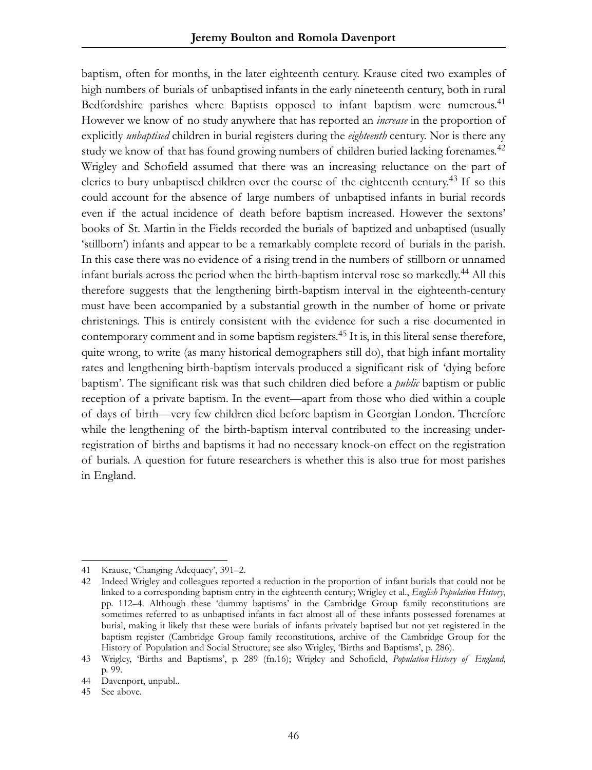baptism, often for months, in the later eighteenth century. Krause cited two examples of high numbers of burials of unbaptised infants in the early nineteenth century, both in rural Bedfordshire parishes where Baptists opposed to infant baptism were numerous.[41] However we know of no study anywhere that has reported an *increase* in the proportion of explicitly *unbaptised* children in burial registers during the *eighteenth* century. Nor is there any study we know of that has found growing numbers of children buried lacking forenames.[42] Wrigley and Schofield assumed that there was an increasing reluctance on the part of clerics to bury unbaptised children over the course of the eighteenth century.[43] If so this could account for the absence of large numbers of unbaptised infants in burial records even if the actual incidence of death before baptism increased. However the sextons' books of St. Martin in the Fields recorded the burials of baptized and unbaptised (usually 'stillborn') infants and appear to be a remarkably complete record of burials in the parish. In this case there was no evidence of a rising trend in the numbers of stillborn or unnamed infant burials across the period when the birth-baptism interval rose so markedly.[44] All this therefore suggests that the lengthening birth-baptism interval in the eighteenth-century must have been accompanied by a substantial growth in the number of home or private christenings. This is entirely consistent with the evidence for such a rise documented in contemporary comment and in some baptism registers.[45] It is, in this literal sense therefore, quite wrong, to write (as many historical demographers still do), that high infant mortality rates and lengthening birth-baptism intervals produced a significant risk of 'dying before baptism'. The significant risk was that such children died before a *public* baptism or public reception of a private baptism. In the event—apart from those who died within a couple of days of birth—very few children died before baptism in Georgian London. Therefore while the lengthening of the birth-baptism interval contributed to the increasing under-registration of births and baptisms it had no necessary knock-on effect on the registration of burials. A question for future researchers is whether this is also true for most parishes in England.

---

41 Krause, 'Changing Adequacy', 391–2.

42 Indeed Wrigley and colleagues reported a reduction in the proportion of infant burials that could not be linked to a corresponding baptism entry in the eighteenth century; Wrigley et al., *English Population History*, pp. 112–4. Although these 'dummy baptisms' in the Cambridge Group family reconstitutions are sometimes referred to as unbaptised infants in fact almost all of these infants possessed forenames at burial, making it likely that these were burials of infants privately baptised but not yet registered in the baptism register (Cambridge Group family reconstitutions, archive of the Cambridge Group for the History of Population and Social Structure; see also Wrigley, 'Births and Baptisms', p. 286).

43 Wrigley, 'Births and Baptisms', p. 289 (fn.16); Wrigley and Schofield, *Population History of England*, p. 99.

44 Davenport, unpubl..

45 See above.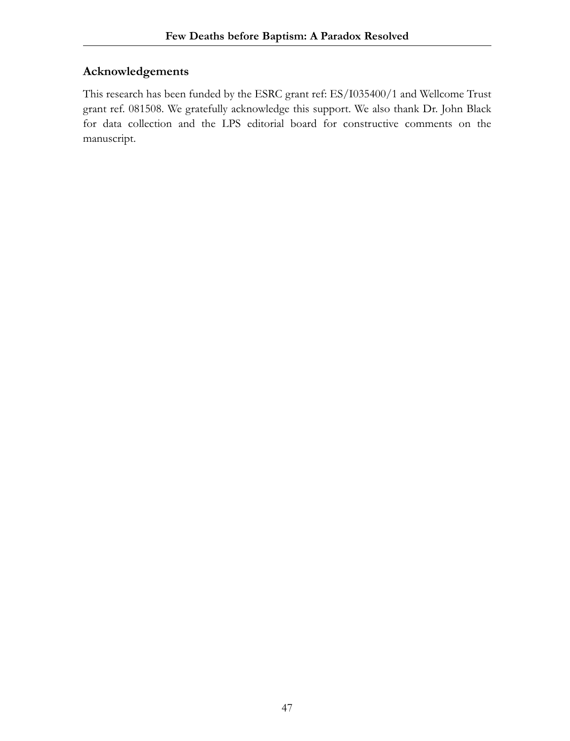## Acknowledgements

This research has been funded by the ESRC grant ref: ES/I035400/1 and Wellcome Trust grant ref. 081508. We gratefully acknowledge this support. We also thank Dr. John Black for data collection and the LPS editorial board for constructive comments on the manuscript.